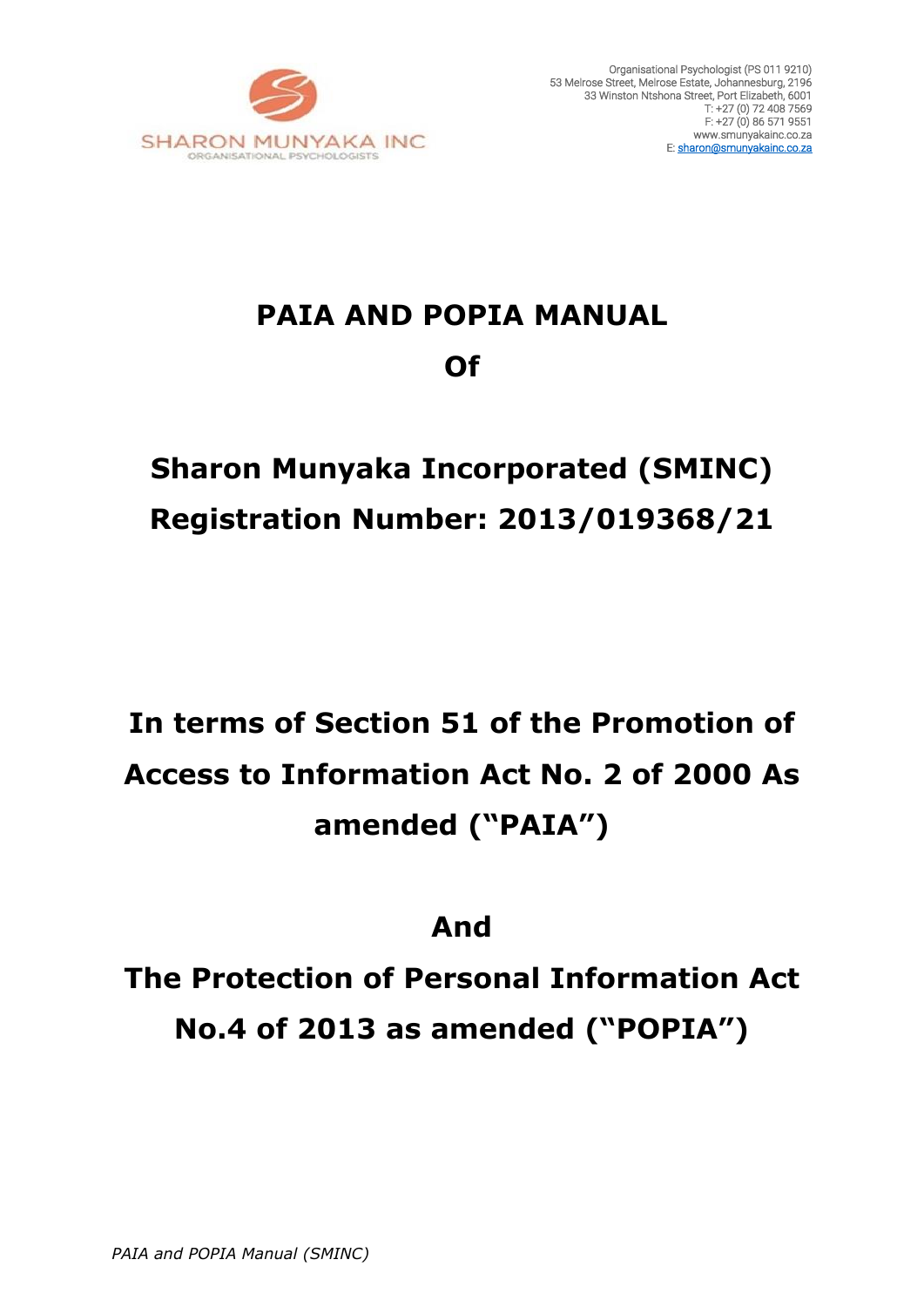SHARON MUNYAKA INC
ORGANISATIONAL PSYCHOLOGISTS

Organisational Psychologist (PS 011 9210)
53 Melrose Street, Melrose Estate, Johannesburg, 2196
33 Winston Ntshona Street, Port Elizabeth, 6001
T: +27 (0) 72 408 7569
F: +27 (0) 86 571 9551
www.smunyakainc.co.za
E: sharon@smunyakainc.co.za

# PAIA AND POPIA MANUAL Of

# Sharon Munyaka Incorporated (SMINC) Registration Number: 2013/019368/21

## In terms of Section 51 of the Promotion of Access to Information Act No. 2 of 2000 As amended ("PAIA")

## And

## The Protection of Personal Information Act No.4 of 2013 as amended ("POPIA")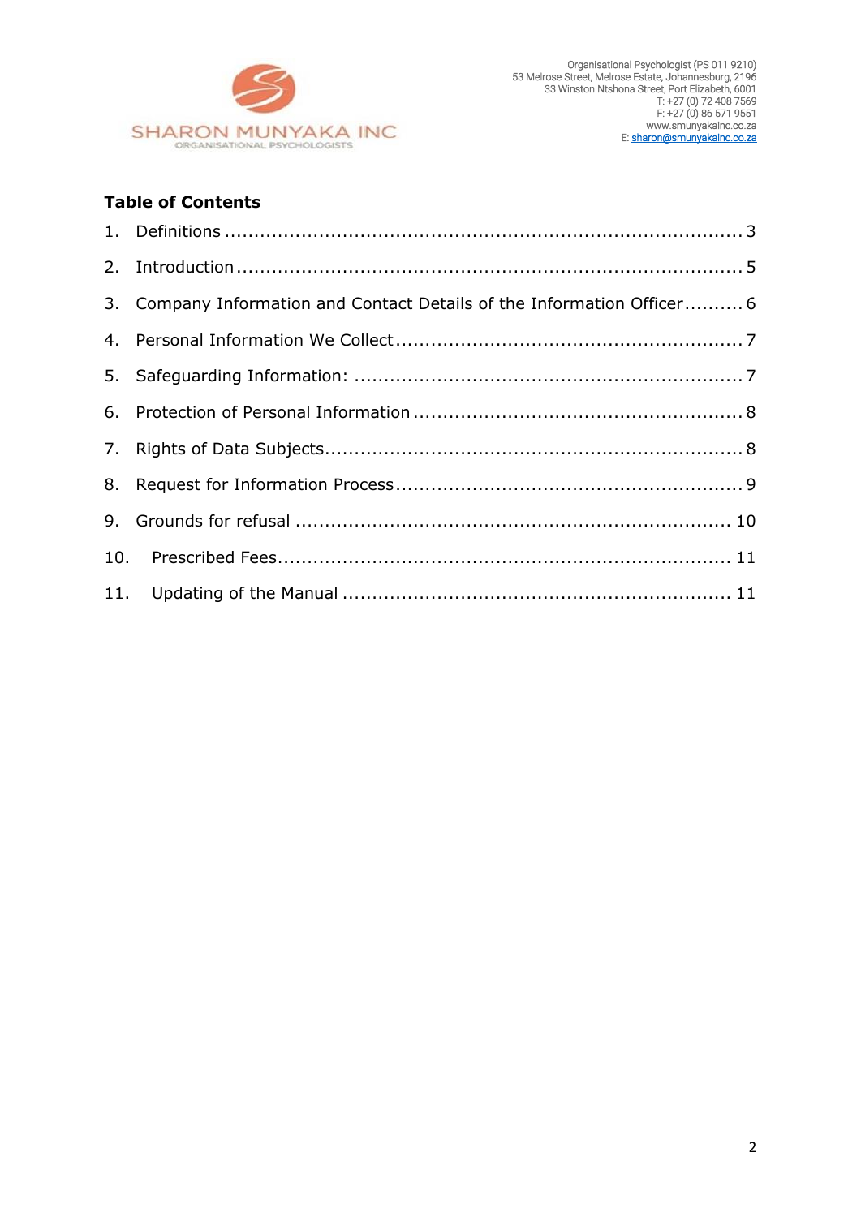SHARON MUNYAKA INC
ORGANISATIONAL PSYCHOLOGISTS

Organisational Psychologist (PS 011 9210)
53 Melrose Street, Melrose Estate, Johannesburg, 2196
33 Winston Ntshona Street, Port Elizabeth, 6001
T: +27 (0) 72 408 7569
F: +27 (0) 86 571 9551
www.smunyakainc.co.za
E: sharon@smunyakainc.co.za

## Table of Contents

1. Definitions ........ 3
2. Introduction ........ 5
3. Company Information and Contact Details of the Information Officer ........ 6
4. Personal Information We Collect ........ 7
5. Safeguarding Information: ........ 7
6. Protection of Personal Information ........ 8
7. Rights of Data Subjects ........ 8
8. Request for Information Process ........ 9
9. Grounds for refusal ........ 10
10. Prescribed Fees ........ 11
11. Updating of the Manual ........ 11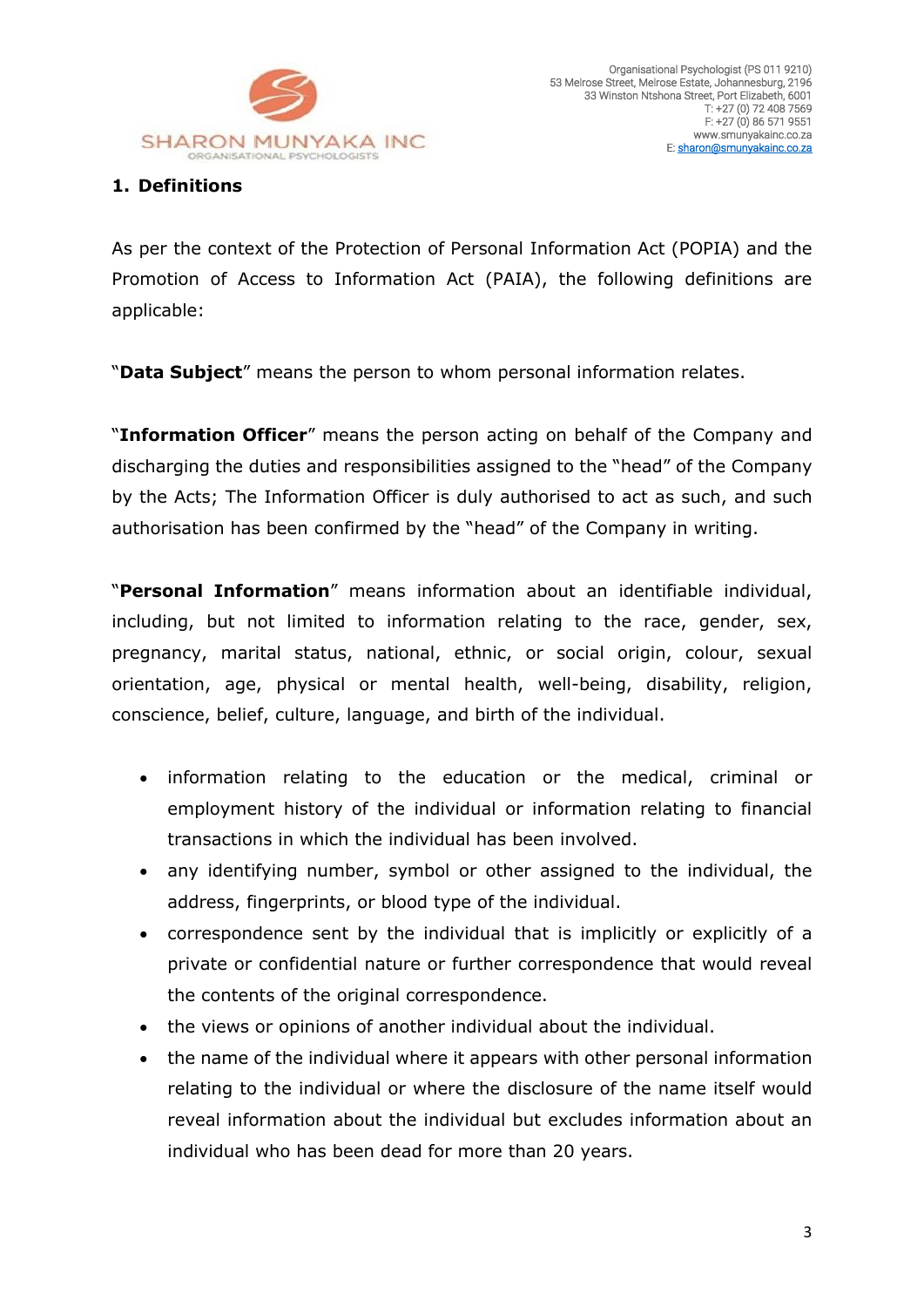## 1. Definitions

As per the context of the Protection of Personal Information Act (POPIA) and the Promotion of Access to Information Act (PAIA), the following definitions are applicable:

"**Data Subject**" means the person to whom personal information relates.

"**Information Officer**" means the person acting on behalf of the Company and discharging the duties and responsibilities assigned to the "head" of the Company by the Acts; The Information Officer is duly authorised to act as such, and such authorisation has been confirmed by the "head" of the Company in writing.

"**Personal Information**" means information about an identifiable individual, including, but not limited to information relating to the race, gender, sex, pregnancy, marital status, national, ethnic, or social origin, colour, sexual orientation, age, physical or mental health, well-being, disability, religion, conscience, belief, culture, language, and birth of the individual.

- information relating to the education or the medical, criminal or employment history of the individual or information relating to financial transactions in which the individual has been involved.
- any identifying number, symbol or other assigned to the individual, the address, fingerprints, or blood type of the individual.
- correspondence sent by the individual that is implicitly or explicitly of a private or confidential nature or further correspondence that would reveal the contents of the original correspondence.
- the views or opinions of another individual about the individual.
- the name of the individual where it appears with other personal information relating to the individual or where the disclosure of the name itself would reveal information about the individual but excludes information about an individual who has been dead for more than 20 years.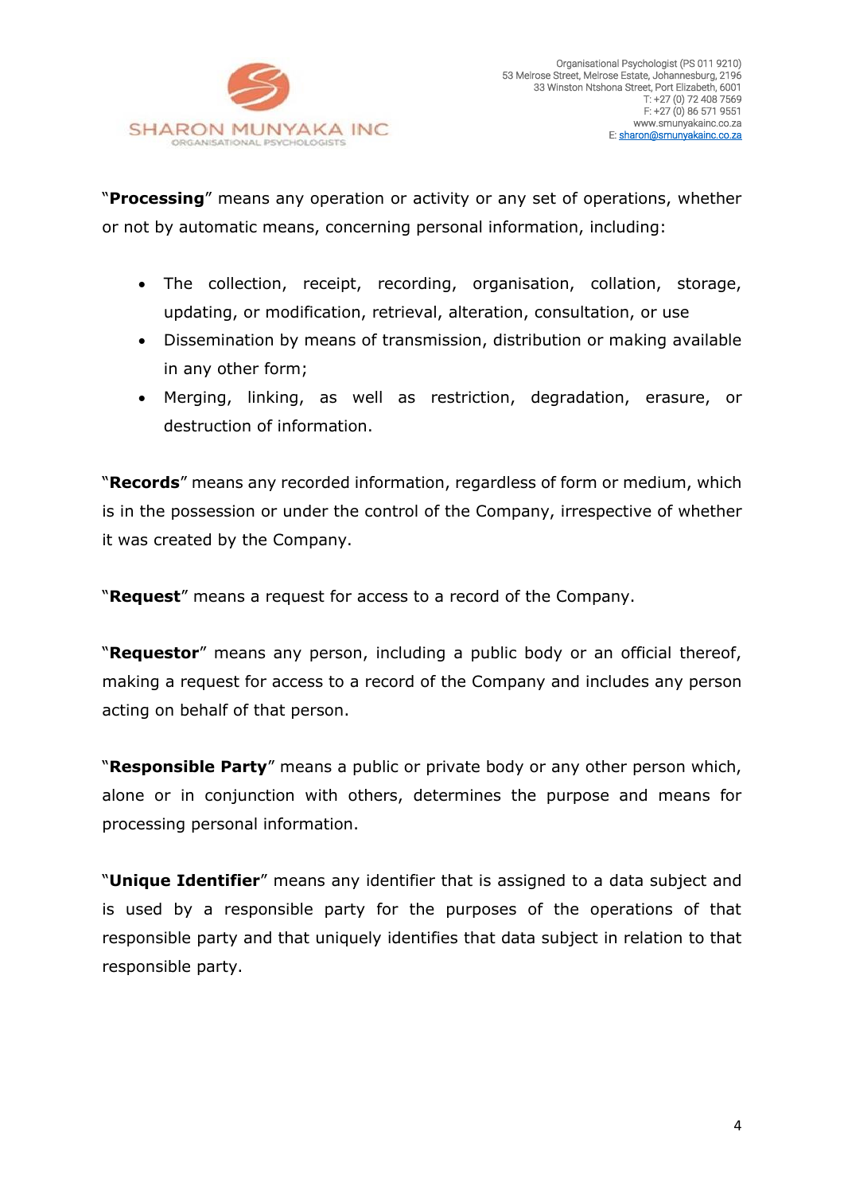"**Processing**" means any operation or activity or any set of operations, whether or not by automatic means, concerning personal information, including:

- The collection, receipt, recording, organisation, collation, storage, updating, or modification, retrieval, alteration, consultation, or use
- Dissemination by means of transmission, distribution or making available in any other form;
- Merging, linking, as well as restriction, degradation, erasure, or destruction of information.

"**Records**" means any recorded information, regardless of form or medium, which is in the possession or under the control of the Company, irrespective of whether it was created by the Company.

"**Request**" means a request for access to a record of the Company.

"**Requestor**" means any person, including a public body or an official thereof, making a request for access to a record of the Company and includes any person acting on behalf of that person.

"**Responsible Party**" means a public or private body or any other person which, alone or in conjunction with others, determines the purpose and means for processing personal information.

"**Unique Identifier**" means any identifier that is assigned to a data subject and is used by a responsible party for the purposes of the operations of that responsible party and that uniquely identifies that data subject in relation to that responsible party.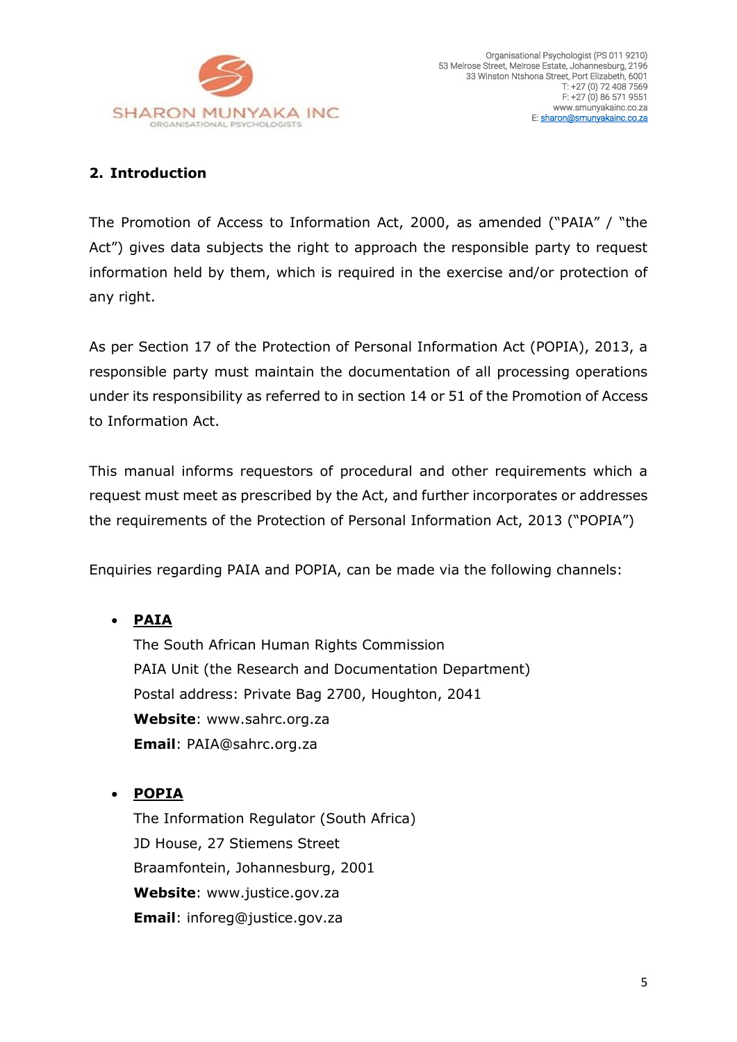## 2. Introduction

The Promotion of Access to Information Act, 2000, as amended ("PAIA" / "the Act") gives data subjects the right to approach the responsible party to request information held by them, which is required in the exercise and/or protection of any right.

As per Section 17 of the Protection of Personal Information Act (POPIA), 2013, a responsible party must maintain the documentation of all processing operations under its responsibility as referred to in section 14 or 51 of the Promotion of Access to Information Act.

This manual informs requestors of procedural and other requirements which a request must meet as prescribed by the Act, and further incorporates or addresses the requirements of the Protection of Personal Information Act, 2013 ("POPIA")

Enquiries regarding PAIA and POPIA, can be made via the following channels:

- **PAIA**
  The South African Human Rights Commission
  PAIA Unit (the Research and Documentation Department)
  Postal address: Private Bag 2700, Houghton, 2041
  **Website**: www.sahrc.org.za
  **Email**: PAIA@sahrc.org.za

- **POPIA**
  The Information Regulator (South Africa)
  JD House, 27 Stiemens Street
  Braamfontein, Johannesburg, 2001
  **Website**: www.justice.gov.za
  **Email**: inforeg@justice.gov.za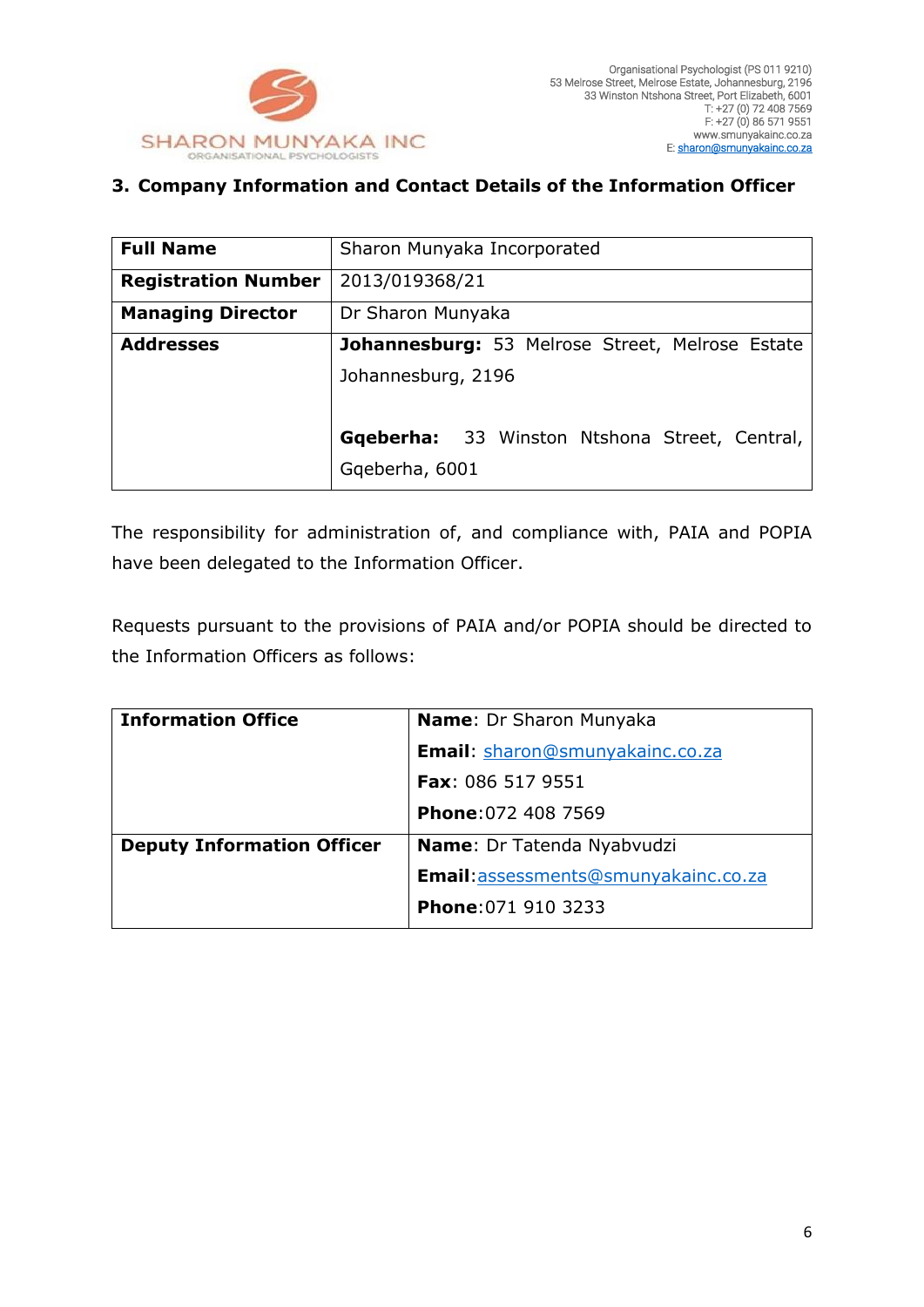### 3. Company Information and Contact Details of the Information Officer

| **Full Name** | Sharon Munyaka Incorporated |
|---|---|
| **Registration Number** | 2013/019368/21 |
| **Managing Director** | Dr Sharon Munyaka |
| **Addresses** | **Johannesburg:** 53 Melrose Street, Melrose Estate Johannesburg, 2196<br><br>**Gqeberha:** 33 Winston Ntshona Street, Central, Gqeberha, 6001 |

The responsibility for administration of, and compliance with, PAIA and POPIA have been delegated to the Information Officer.

Requests pursuant to the provisions of PAIA and/or POPIA should be directed to the Information Officers as follows:

| **Information Office** | **Name**: Dr Sharon Munyaka<br>**Email**: sharon@smunyakainc.co.za<br>**Fax**: 086 517 9551<br>**Phone**:072 408 7569 |
|---|---|
| **Deputy Information Officer** | **Name**: Dr Tatenda Nyabvudzi<br>**Email**:assessments@smunyakainc.co.za<br>**Phone**:071 910 3233 |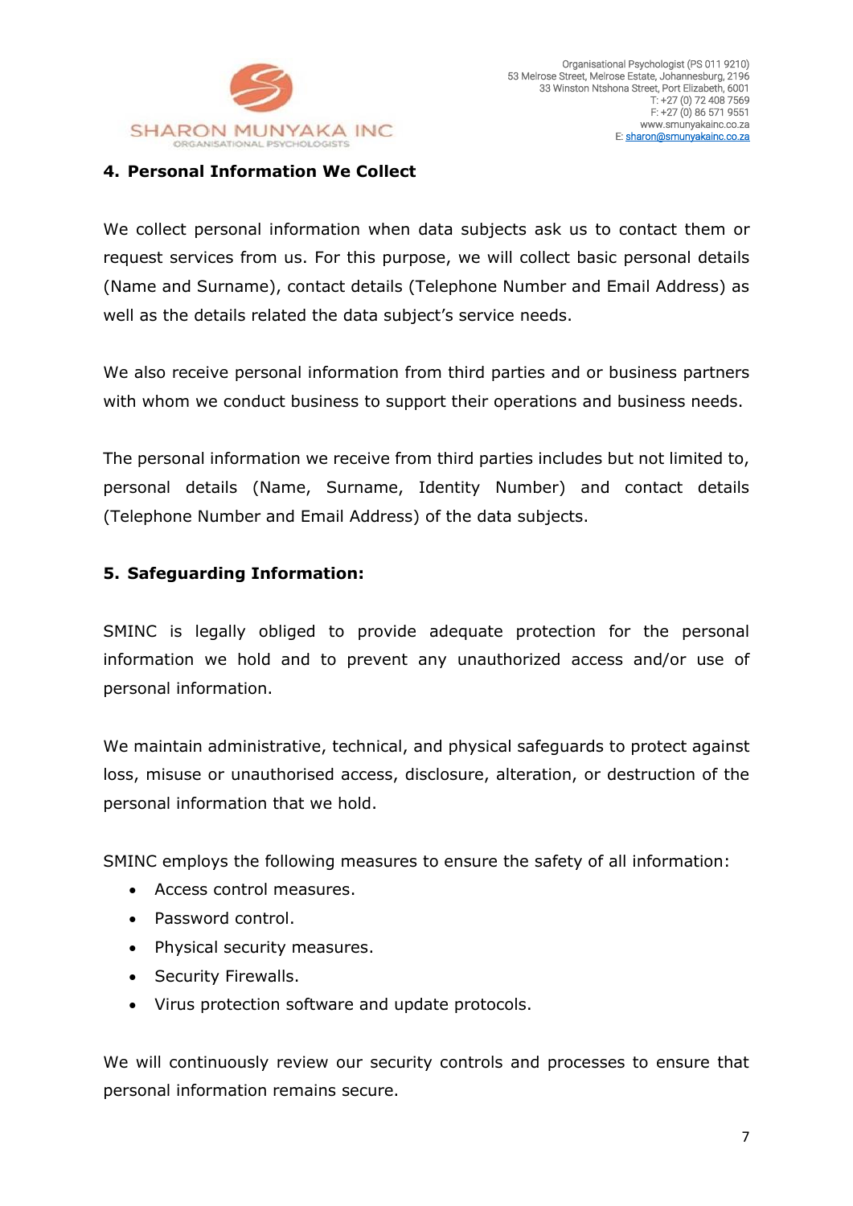## 4. Personal Information We Collect

We collect personal information when data subjects ask us to contact them or request services from us. For this purpose, we will collect basic personal details (Name and Surname), contact details (Telephone Number and Email Address) as well as the details related the data subject's service needs.

We also receive personal information from third parties and or business partners with whom we conduct business to support their operations and business needs.

The personal information we receive from third parties includes but not limited to, personal details (Name, Surname, Identity Number) and contact details (Telephone Number and Email Address) of the data subjects.

## 5. Safeguarding Information:

SMINC is legally obliged to provide adequate protection for the personal information we hold and to prevent any unauthorized access and/or use of personal information.

We maintain administrative, technical, and physical safeguards to protect against loss, misuse or unauthorised access, disclosure, alteration, or destruction of the personal information that we hold.

SMINC employs the following measures to ensure the safety of all information:

- Access control measures.
- Password control.
- Physical security measures.
- Security Firewalls.
- Virus protection software and update protocols.

We will continuously review our security controls and processes to ensure that personal information remains secure.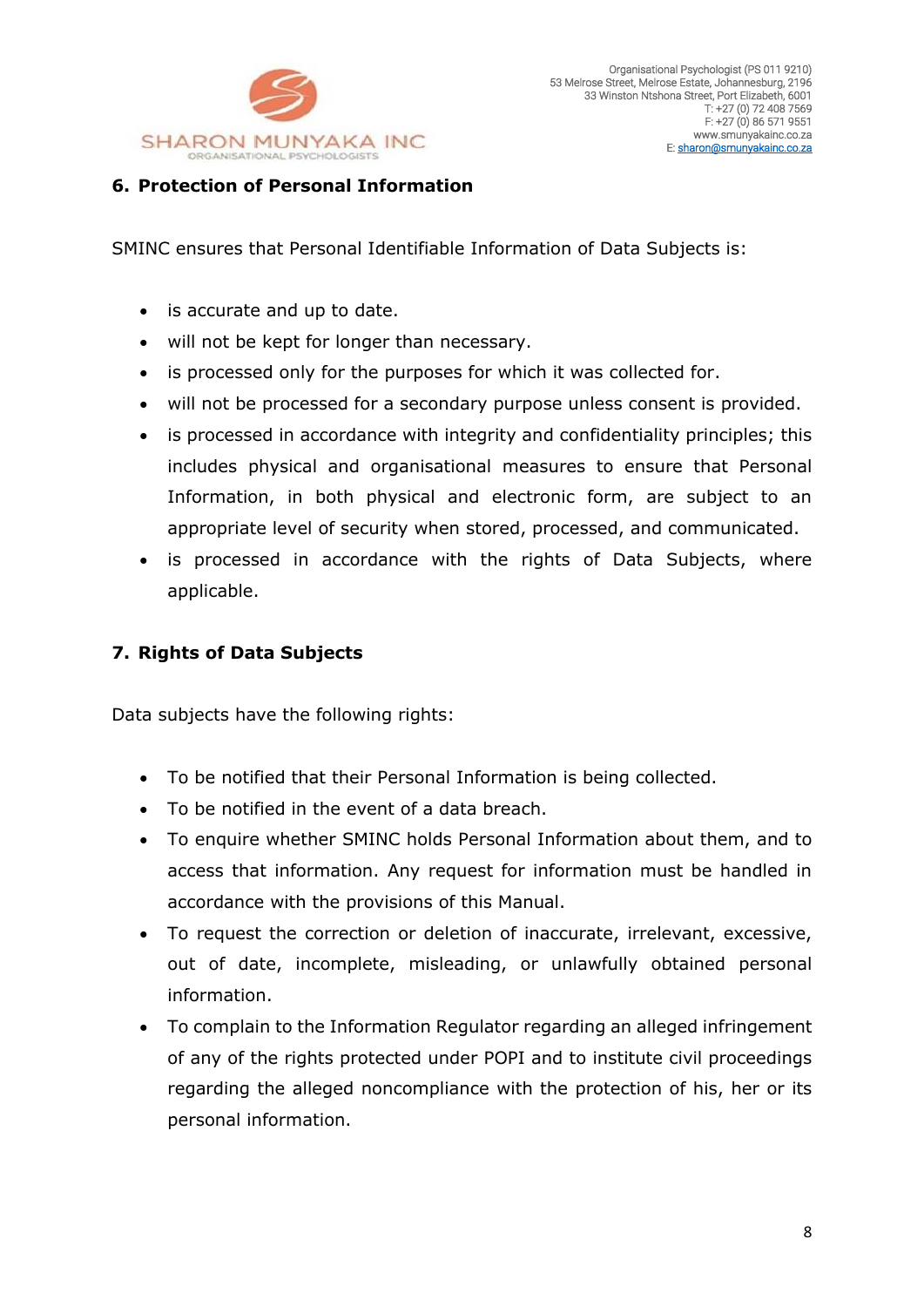## 6. Protection of Personal Information

SMINC ensures that Personal Identifiable Information of Data Subjects is:

- is accurate and up to date.
- will not be kept for longer than necessary.
- is processed only for the purposes for which it was collected for.
- will not be processed for a secondary purpose unless consent is provided.
- is processed in accordance with integrity and confidentiality principles; this includes physical and organisational measures to ensure that Personal Information, in both physical and electronic form, are subject to an appropriate level of security when stored, processed, and communicated.
- is processed in accordance with the rights of Data Subjects, where applicable.

## 7. Rights of Data Subjects

Data subjects have the following rights:

- To be notified that their Personal Information is being collected.
- To be notified in the event of a data breach.
- To enquire whether SMINC holds Personal Information about them, and to access that information. Any request for information must be handled in accordance with the provisions of this Manual.
- To request the correction or deletion of inaccurate, irrelevant, excessive, out of date, incomplete, misleading, or unlawfully obtained personal information.
- To complain to the Information Regulator regarding an alleged infringement of any of the rights protected under POPI and to institute civil proceedings regarding the alleged noncompliance with the protection of his, her or its personal information.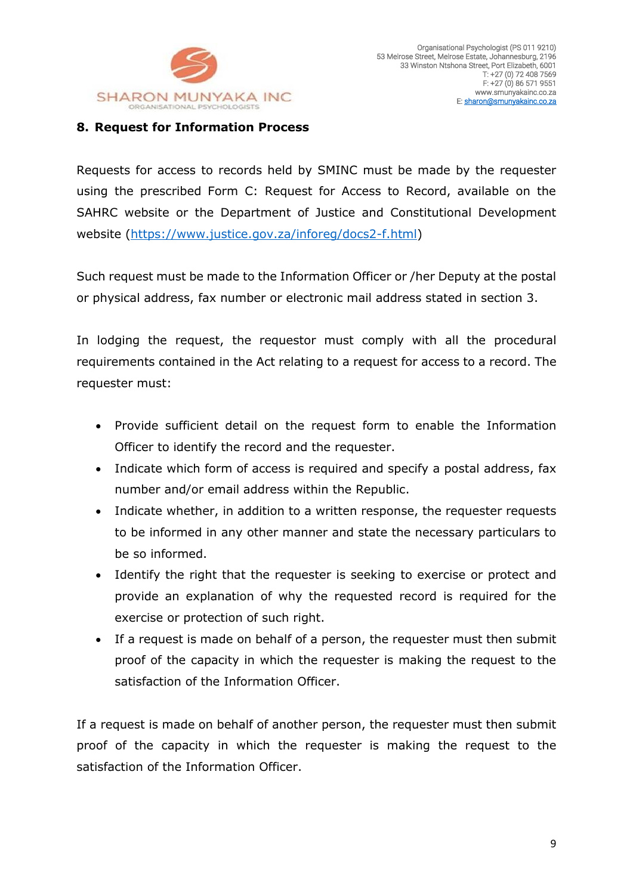## 8. Request for Information Process

Requests for access to records held by SMINC must be made by the requester using the prescribed Form C: Request for Access to Record, available on the SAHRC website or the Department of Justice and Constitutional Development website (https://www.justice.gov.za/inforeg/docs2-f.html)

Such request must be made to the Information Officer or /her Deputy at the postal or physical address, fax number or electronic mail address stated in section 3.

In lodging the request, the requestor must comply with all the procedural requirements contained in the Act relating to a request for access to a record. The requester must:

- Provide sufficient detail on the request form to enable the Information Officer to identify the record and the requester.
- Indicate which form of access is required and specify a postal address, fax number and/or email address within the Republic.
- Indicate whether, in addition to a written response, the requester requests to be informed in any other manner and state the necessary particulars to be so informed.
- Identify the right that the requester is seeking to exercise or protect and provide an explanation of why the requested record is required for the exercise or protection of such right.
- If a request is made on behalf of a person, the requester must then submit proof of the capacity in which the requester is making the request to the satisfaction of the Information Officer.

If a request is made on behalf of another person, the requester must then submit proof of the capacity in which the requester is making the request to the satisfaction of the Information Officer.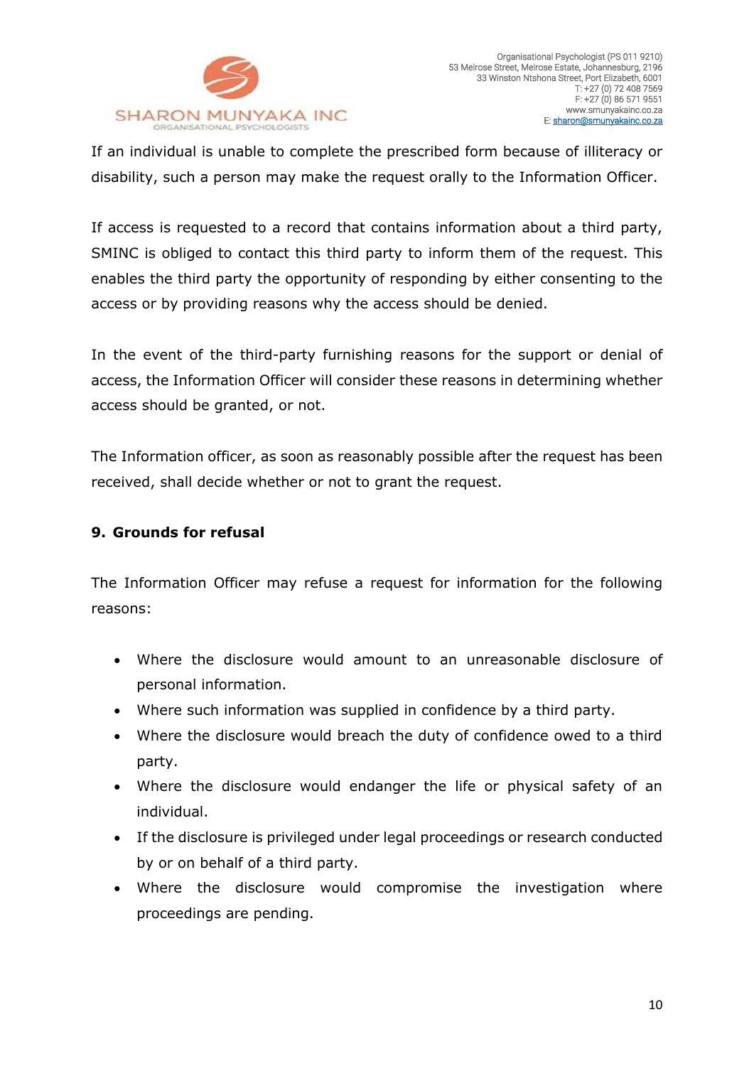If an individual is unable to complete the prescribed form because of illiteracy or disability, such a person may make the request orally to the Information Officer.

If access is requested to a record that contains information about a third party, SMINC is obliged to contact this third party to inform them of the request. This enables the third party the opportunity of responding by either consenting to the access or by providing reasons why the access should be denied.

In the event of the third-party furnishing reasons for the support or denial of access, the Information Officer will consider these reasons in determining whether access should be granted, or not.

The Information officer, as soon as reasonably possible after the request has been received, shall decide whether or not to grant the request.

## 9. Grounds for refusal

The Information Officer may refuse a request for information for the following reasons:

- Where the disclosure would amount to an unreasonable disclosure of personal information.
- Where such information was supplied in confidence by a third party.
- Where the disclosure would breach the duty of confidence owed to a third party.
- Where the disclosure would endanger the life or physical safety of an individual.
- If the disclosure is privileged under legal proceedings or research conducted by or on behalf of a third party.
- Where the disclosure would compromise the investigation where proceedings are pending.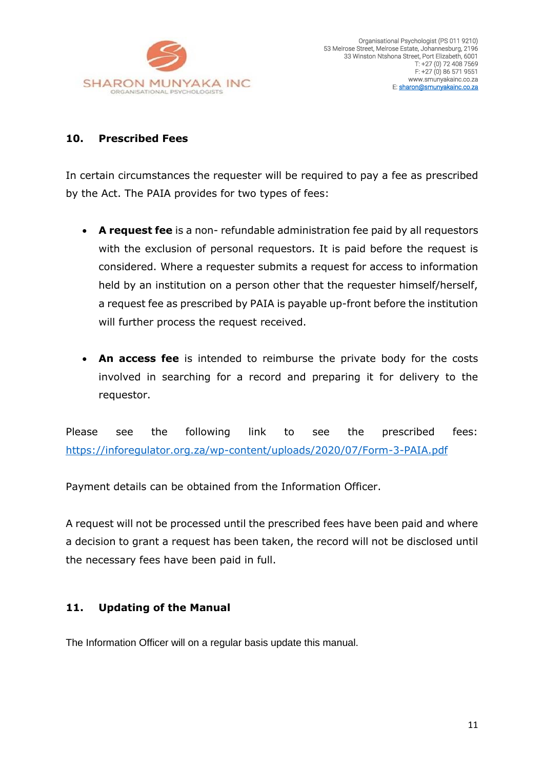## 10. Prescribed Fees

In certain circumstances the requester will be required to pay a fee as prescribed by the Act. The PAIA provides for two types of fees:

- **A request fee** is a non- refundable administration fee paid by all requestors with the exclusion of personal requestors. It is paid before the request is considered. Where a requester submits a request for access to information held by an institution on a person other that the requester himself/herself, a request fee as prescribed by PAIA is payable up-front before the institution will further process the request received.

- **An access fee** is intended to reimburse the private body for the costs involved in searching for a record and preparing it for delivery to the requestor.

Please see the following link to see the prescribed fees: https://inforegulator.org.za/wp-content/uploads/2020/07/Form-3-PAIA.pdf

Payment details can be obtained from the Information Officer.

A request will not be processed until the prescribed fees have been paid and where a decision to grant a request has been taken, the record will not be disclosed until the necessary fees have been paid in full.

## 11. Updating of the Manual

The Information Officer will on a regular basis update this manual.